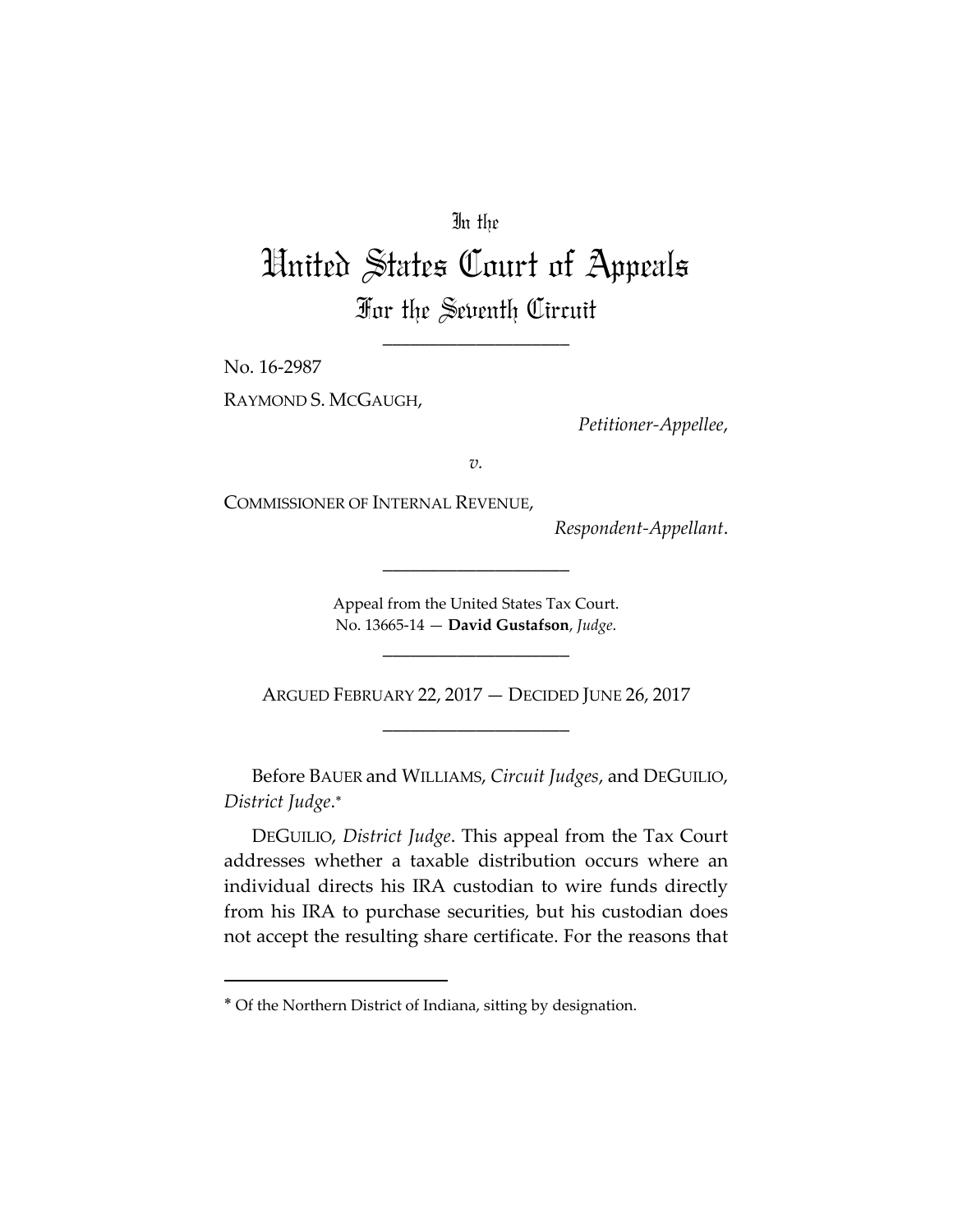In the

# United States Court of Appeals

## For the Seventh Circuit

\_\_\_\_\_\_\_\_\_\_\_\_\_\_\_\_\_\_\_\_

No. 16-2987

RAYMOND S. MCGAUGH,

*Petitioner-Appellee*,

*v.*

COMMISSIONER OF INTERNAL REVENUE,

*Respondent-Appellant*.

\_\_\_\_\_\_\_\_\_\_\_\_\_\_\_\_\_\_\_\_

Appeal from the United States Tax Court.
No. 13665-14 — **David Gustafson**, *Judge*.

\_\_\_\_\_\_\_\_\_\_\_\_\_\_\_\_\_\_\_\_

ARGUED FEBRUARY 22, 2017 — DECIDED JUNE 26, 2017

\_\_\_\_\_\_\_\_\_\_\_\_\_\_\_\_\_\_\_\_

Before BAUER and WILLIAMS, *Circuit Judges*, and DEGUILIO, *District Judge*.*

DEGUILIO, *District Judge*. This appeal from the Tax Court addresses whether a taxable distribution occurs where an individual directs his IRA custodian to wire funds directly from his IRA to purchase securities, but his custodian does not accept the resulting share certificate. For the reasons that

---

* Of the Northern District of Indiana, sitting by designation.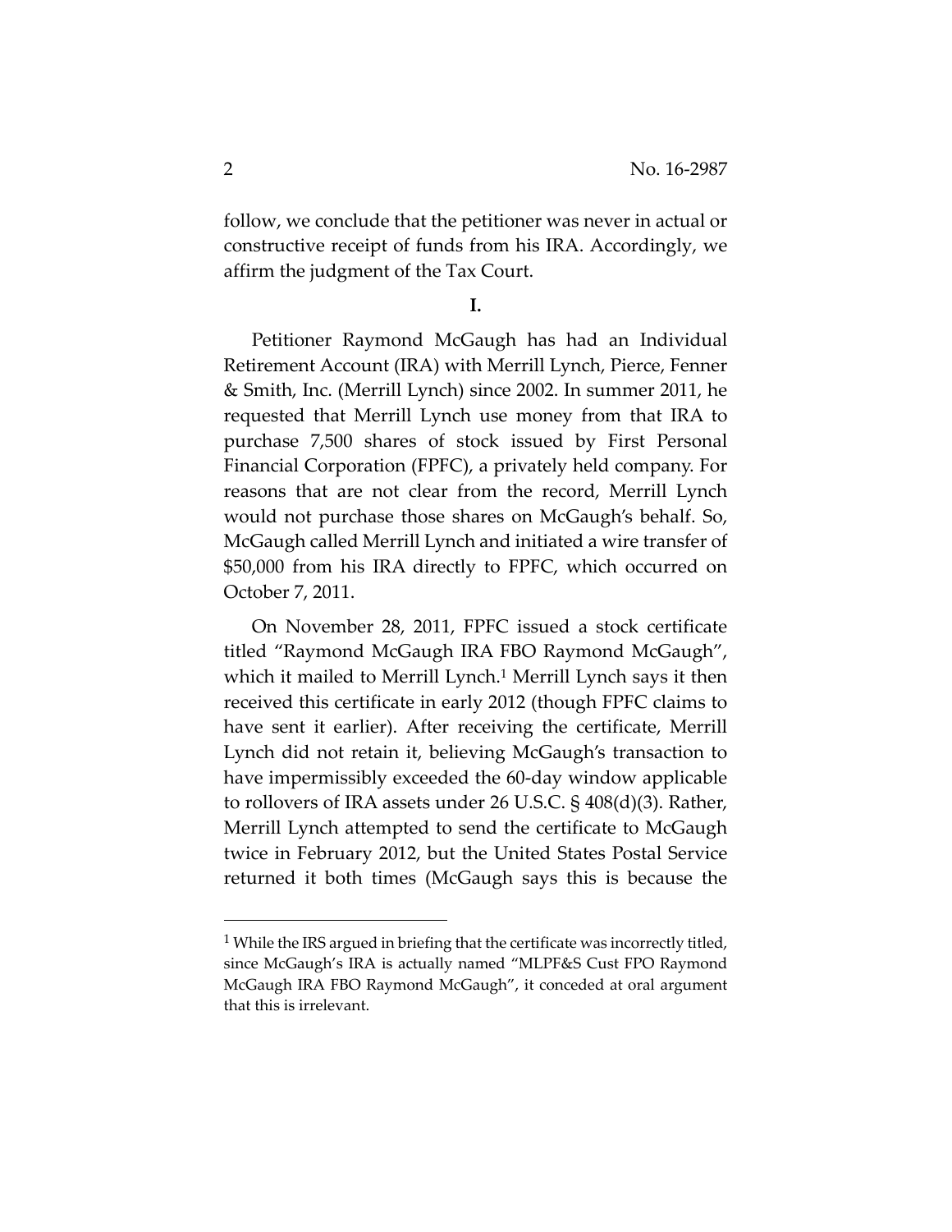follow, we conclude that the petitioner was never in actual or constructive receipt of funds from his IRA. Accordingly, we affirm the judgment of the Tax Court.

**I.**

Petitioner Raymond McGaugh has had an Individual Retirement Account (IRA) with Merrill Lynch, Pierce, Fenner & Smith, Inc. (Merrill Lynch) since 2002. In summer 2011, he requested that Merrill Lynch use money from that IRA to purchase 7,500 shares of stock issued by First Personal Financial Corporation (FPFC), a privately held company. For reasons that are not clear from the record, Merrill Lynch would not purchase those shares on McGaugh's behalf. So, McGaugh called Merrill Lynch and initiated a wire transfer of $50,000 from his IRA directly to FPFC, which occurred on October 7, 2011.

On November 28, 2011, FPFC issued a stock certificate titled "Raymond McGaugh IRA FBO Raymond McGaugh", which it mailed to Merrill Lynch.[1] Merrill Lynch says it then received this certificate in early 2012 (though FPFC claims to have sent it earlier). After receiving the certificate, Merrill Lynch did not retain it, believing McGaugh's transaction to have impermissibly exceeded the 60-day window applicable to rollovers of IRA assets under 26 U.S.C. § 408(d)(3). Rather, Merrill Lynch attempted to send the certificate to McGaugh twice in February 2012, but the United States Postal Service returned it both times (McGaugh says this is because the

[1] While the IRS argued in briefing that the certificate was incorrectly titled, since McGaugh's IRA is actually named "MLPF&S Cust FPO Raymond McGaugh IRA FBO Raymond McGaugh", it conceded at oral argument that this is irrelevant.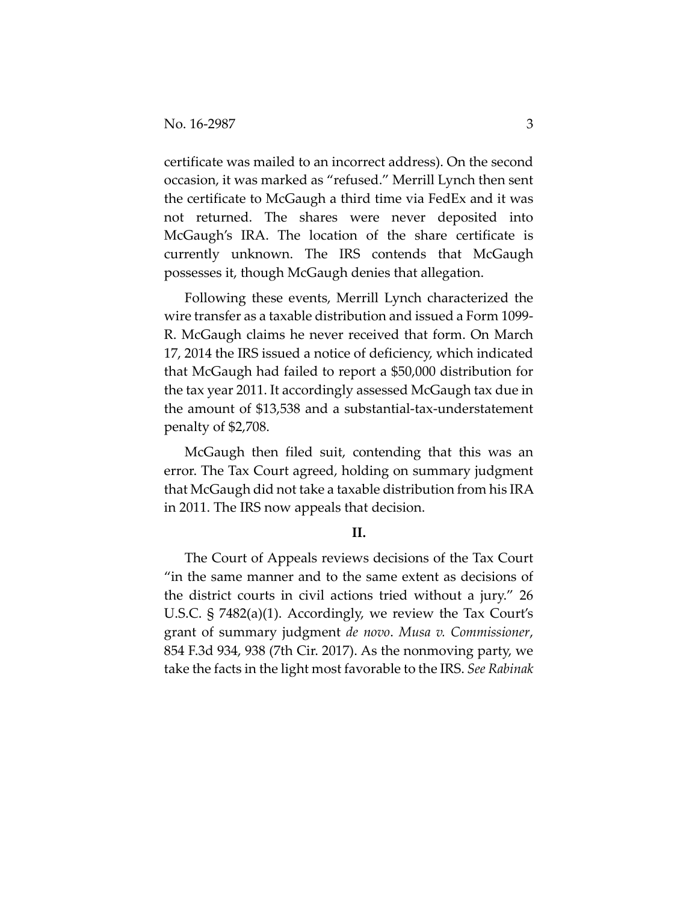certificate was mailed to an incorrect address). On the second occasion, it was marked as "refused." Merrill Lynch then sent the certificate to McGaugh a third time via FedEx and it was not returned. The shares were never deposited into McGaugh's IRA. The location of the share certificate is currently unknown. The IRS contends that McGaugh possesses it, though McGaugh denies that allegation.

Following these events, Merrill Lynch characterized the wire transfer as a taxable distribution and issued a Form 1099-R. McGaugh claims he never received that form. On March 17, 2014 the IRS issued a notice of deficiency, which indicated that McGaugh had failed to report a $50,000 distribution for the tax year 2011. It accordingly assessed McGaugh tax due in the amount of $13,538 and a substantial-tax-understatement penalty of $2,708.

McGaugh then filed suit, contending that this was an error. The Tax Court agreed, holding on summary judgment that McGaugh did not take a taxable distribution from his IRA in 2011. The IRS now appeals that decision.

## II.

The Court of Appeals reviews decisions of the Tax Court "in the same manner and to the same extent as decisions of the district courts in civil actions tried without a jury." 26 U.S.C. § 7482(a)(1). Accordingly, we review the Tax Court's grant of summary judgment *de novo*. *Musa v. Commissioner*, 854 F.3d 934, 938 (7th Cir. 2017). As the nonmoving party, we take the facts in the light most favorable to the IRS. *See Rabinak*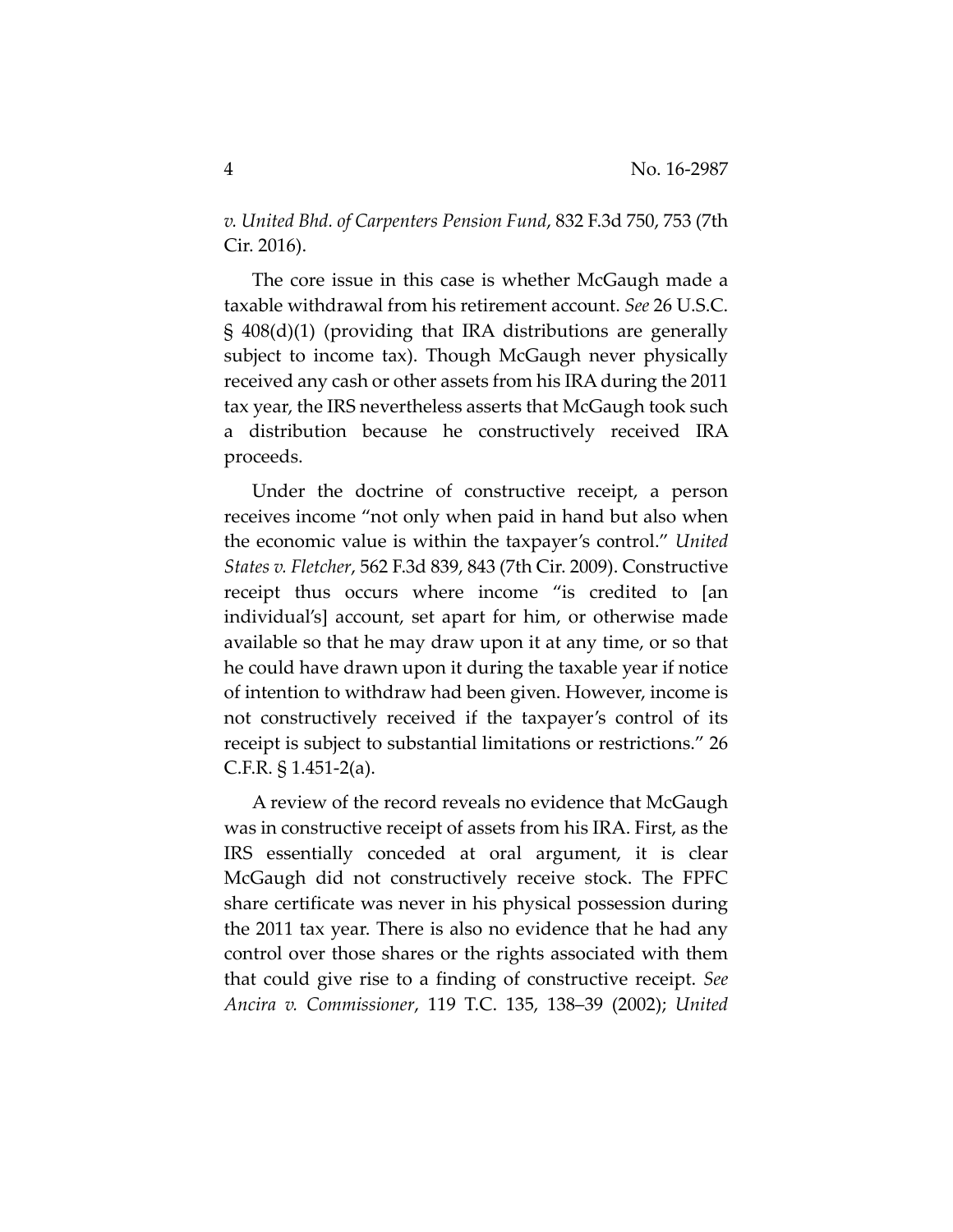*v. United Bhd. of Carpenters Pension Fund*, 832 F.3d 750, 753 (7th Cir. 2016).

The core issue in this case is whether McGaugh made a taxable withdrawal from his retirement account. *See* 26 U.S.C. § 408(d)(1) (providing that IRA distributions are generally subject to income tax). Though McGaugh never physically received any cash or other assets from his IRA during the 2011 tax year, the IRS nevertheless asserts that McGaugh took such a distribution because he constructively received IRA proceeds.

Under the doctrine of constructive receipt, a person receives income "not only when paid in hand but also when the economic value is within the taxpayer's control." *United States v. Fletcher*, 562 F.3d 839, 843 (7th Cir. 2009). Constructive receipt thus occurs where income "is credited to [an individual's] account, set apart for him, or otherwise made available so that he may draw upon it at any time, or so that he could have drawn upon it during the taxable year if notice of intention to withdraw had been given. However, income is not constructively received if the taxpayer's control of its receipt is subject to substantial limitations or restrictions." 26 C.F.R. § 1.451-2(a).

A review of the record reveals no evidence that McGaugh was in constructive receipt of assets from his IRA. First, as the IRS essentially conceded at oral argument, it is clear McGaugh did not constructively receive stock. The FPFC share certificate was never in his physical possession during the 2011 tax year. There is also no evidence that he had any control over those shares or the rights associated with them that could give rise to a finding of constructive receipt. *See Ancira v. Commissioner*, 119 T.C. 135, 138–39 (2002); *United*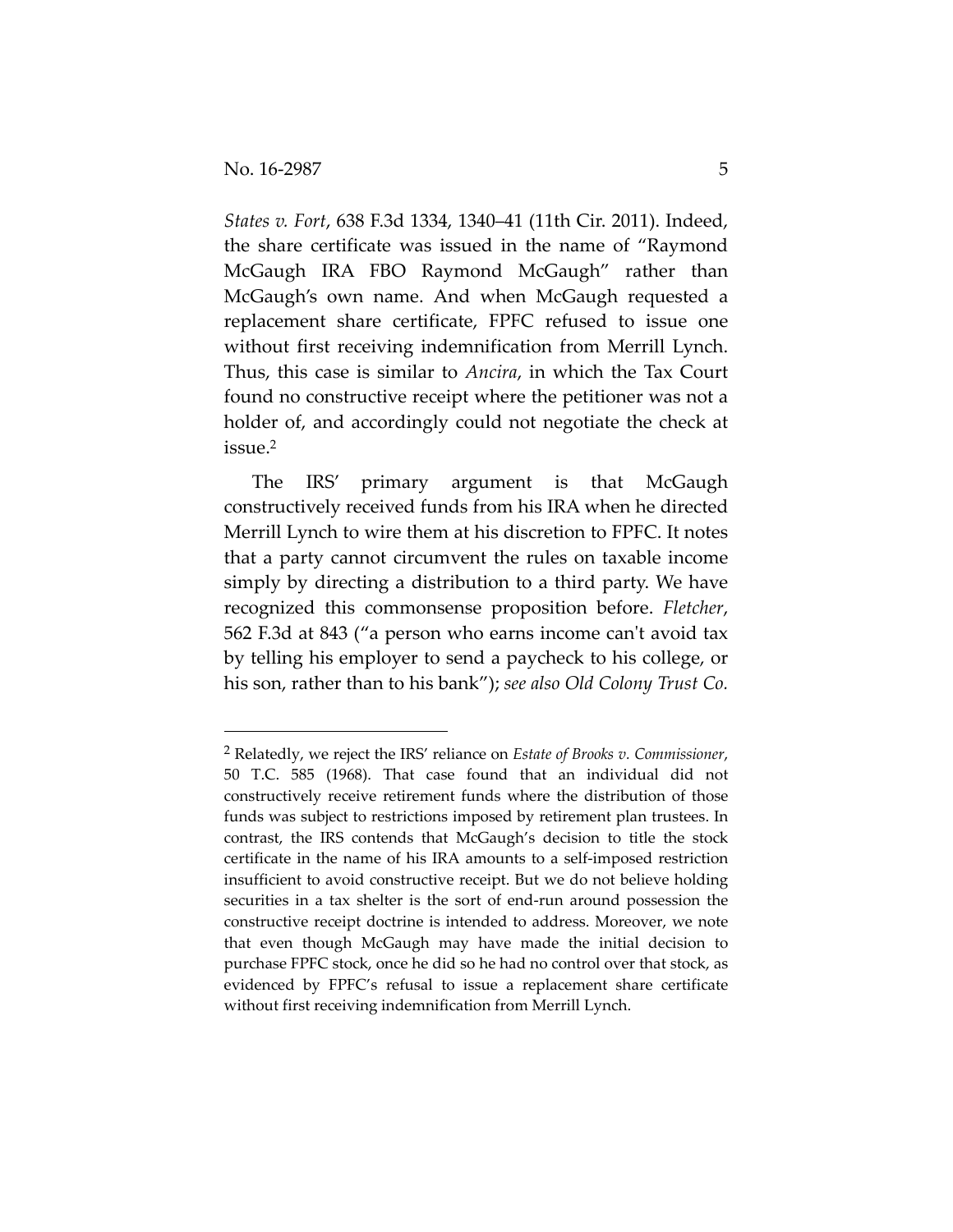*States v. Fort*, 638 F.3d 1334, 1340–41 (11th Cir. 2011). Indeed, the share certificate was issued in the name of "Raymond McGaugh IRA FBO Raymond McGaugh" rather than McGaugh's own name. And when McGaugh requested a replacement share certificate, FPFC refused to issue one without first receiving indemnification from Merrill Lynch. Thus, this case is similar to *Ancira*, in which the Tax Court found no constructive receipt where the petitioner was not a holder of, and accordingly could not negotiate the check at issue.[2]

The IRS' primary argument is that McGaugh constructively received funds from his IRA when he directed Merrill Lynch to wire them at his discretion to FPFC. It notes that a party cannot circumvent the rules on taxable income simply by directing a distribution to a third party. We have recognized this commonsense proposition before. *Fletcher*, 562 F.3d at 843 ("a person who earns income can't avoid tax by telling his employer to send a paycheck to his college, or his son, rather than to his bank"); *see also Old Colony Trust Co.*

---

[2] Relatedly, we reject the IRS' reliance on *Estate of Brooks v. Commissioner*, 50 T.C. 585 (1968). That case found that an individual did not constructively receive retirement funds where the distribution of those funds was subject to restrictions imposed by retirement plan trustees. In contrast, the IRS contends that McGaugh's decision to title the stock certificate in the name of his IRA amounts to a self-imposed restriction insufficient to avoid constructive receipt. But we do not believe holding securities in a tax shelter is the sort of end-run around possession the constructive receipt doctrine is intended to address. Moreover, we note that even though McGaugh may have made the initial decision to purchase FPFC stock, once he did so he had no control over that stock, as evidenced by FPFC's refusal to issue a replacement share certificate without first receiving indemnification from Merrill Lynch.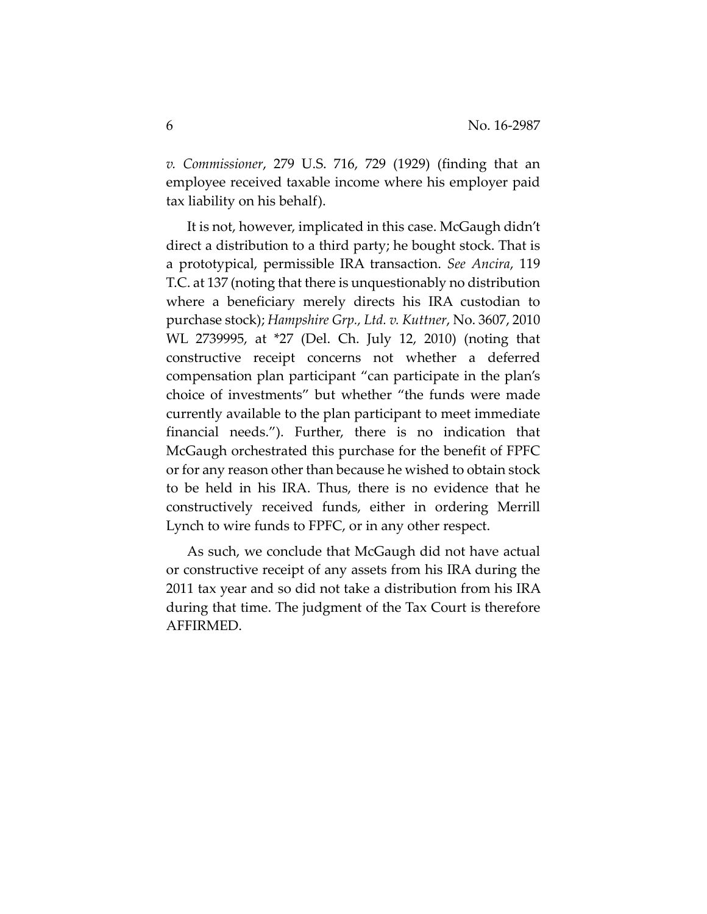*v. Commissioner*, 279 U.S. 716, 729 (1929) (finding that an employee received taxable income where his employer paid tax liability on his behalf).

It is not, however, implicated in this case. McGaugh didn't direct a distribution to a third party; he bought stock. That is a prototypical, permissible IRA transaction. *See Ancira*, 119 T.C. at 137 (noting that there is unquestionably no distribution where a beneficiary merely directs his IRA custodian to purchase stock); *Hampshire Grp., Ltd. v. Kuttner*, No. 3607, 2010 WL 2739995, at *27 (Del. Ch. July 12, 2010) (noting that constructive receipt concerns not whether a deferred compensation plan participant "can participate in the plan's choice of investments" but whether "the funds were made currently available to the plan participant to meet immediate financial needs."). Further, there is no indication that McGaugh orchestrated this purchase for the benefit of FPFC or for any reason other than because he wished to obtain stock to be held in his IRA. Thus, there is no evidence that he constructively received funds, either in ordering Merrill Lynch to wire funds to FPFC, or in any other respect.

As such, we conclude that McGaugh did not have actual or constructive receipt of any assets from his IRA during the 2011 tax year and so did not take a distribution from his IRA during that time. The judgment of the Tax Court is therefore AFFIRMED.